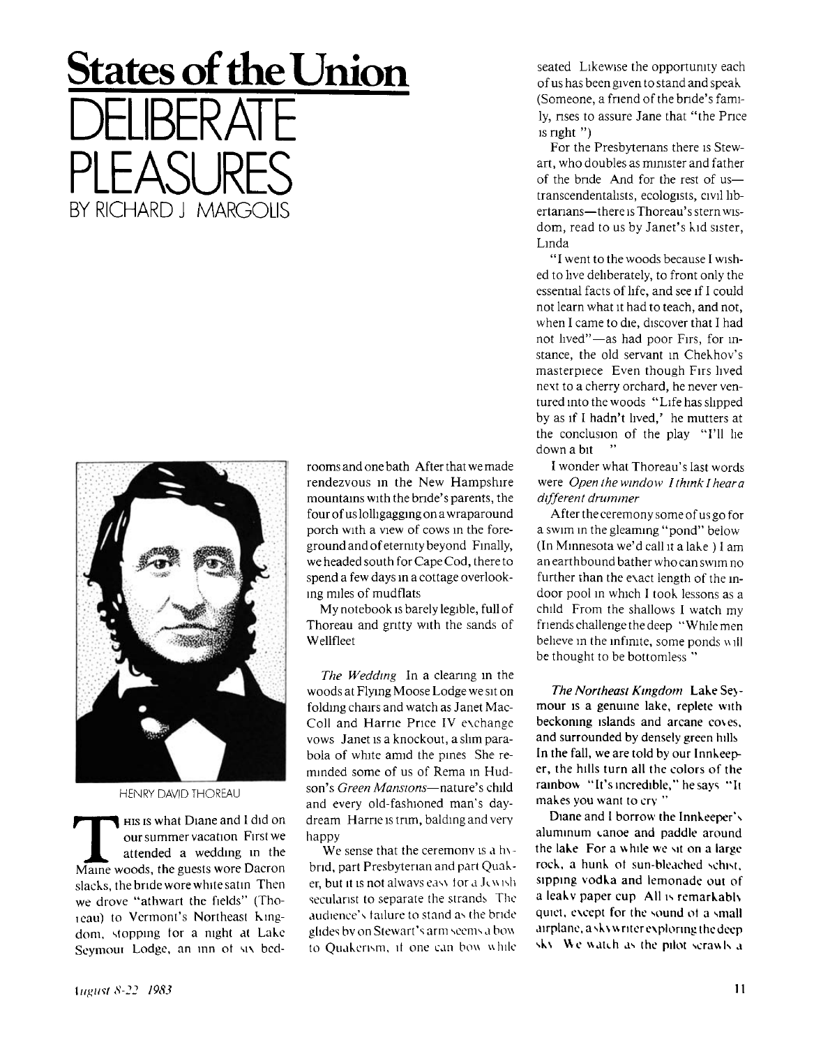# States of the Union

# DELIBERATE PLEASURES

BY RICHARD J MARGOLIS

HENRY DAVID THOREAU

This is what Diane and I did on our summer vacation First we attended a wedding in the Maine woods, the guests wore Dacron slacks, the bride wore white satin Then we drove "athwart the fields" (Thoreau) to Vermont's Northeast Kingdom, stopping for a night at Lake Seymour Lodge, an inn of six bedrooms and one bath After that we made rendezvous in the New Hampshire mountains with the bride's parents, the four of us lolligagging on a wraparound porch with a view of cows in the foreground and of eternity beyond Finally, we headed south for Cape Cod, there to spend a few days in a cottage overlooking miles of mudflats

My notebook is barely legible, full of Thoreau and gritty with the sands of Wellfleet

*The Wedding* In a clearing in the woods at Flying Moose Lodge we sit on folding chairs and watch as Janet MacColl and Harrie Price IV exchange vows Janet is a knockout, a slim parabola of white amid the pines She reminded some of us of Rema in Hudson's *Green Mansions*—nature's child and every old-fashioned man's daydream Harrie is trim, balding and very happy

We sense that the ceremony is a hybrid, part Presbyterian and part Quaker, but it is not always easy for a Jewish secularist to separate the strands The audience's failure to stand as the bride glides by on Stewart's arm seems a bow to Quakerism, if one can bow while seated Likewise the opportunity each of us has been given to stand and speak (Someone, a friend of the bride's family, rises to assure Jane that "the Price is right ")

For the Presbyterians there is Stewart, who doubles as minister and father of the bride And for the rest of us—transcendentalists, ecologists, civil libertarians—there is Thoreau's stern wisdom, read to us by Janet's kid sister, Linda

"I went to the woods because I wished to live deliberately, to front only the essential facts of life, and see if I could not learn what it had to teach, and not, when I came to die, discover that I had not lived"—as had poor Firs, for instance, the old servant in Chekhov's masterpiece Even though Firs lived next to a cherry orchard, he never ventured into the woods "Life has slipped by as if I hadn't lived,' he mutters at the conclusion of the play "I'll lie down a bit "

I wonder what Thoreau's last words were *Open the window I think I hear a different drummer*

After the ceremony some of us go for a swim in the gleaming "pond" below (In Minnesota we'd call it a lake ) I am an earthbound bather who can swim no further than the exact length of the indoor pool in which I took lessons as a child From the shallows I watch my friends challenge the deep "While men believe in the infinite, some ponds will be thought to be bottomless "

*The Northeast Kingdom* Lake Seymour is a genuine lake, replete with beckoning islands and arcane coves, and surrounded by densely green hills In the fall, we are told by our Innkeeper, the hills turn all the colors of the rainbow "It's incredible," he says "It makes you want to cry "

Diane and I borrow the Innkeeper's aluminum canoe and paddle around the lake For a while we sit on a large rock, a hunk of sun-bleached schist, sipping vodka and lemonade out of a leaky paper cup All is remarkably quiet, except for the sound of a small airplane, a skywriter exploring the deep sky We watch as the pilot scrawls a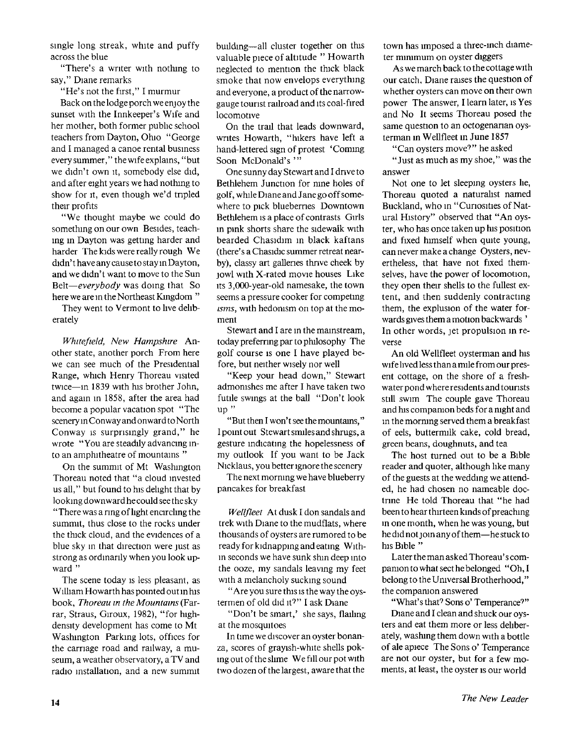single long streak, white and puffy across the blue

"There's a writer with nothing to say," Diane remarks

"He's not the first," I murmur

Back on the lodge porch we enjoy the sunset with the Innkeeper's Wife and her mother, both former public school teachers from Dayton, Ohio "George and I managed a canoe rental business every summer," the wife explains, "but we didn't own it, somebody else did, and after eight years we had nothing to show for it, even though we'd tripled their profits

"We thought maybe we could do something on our own Besides, teaching in Dayton was getting harder and harder The kids were really rough We didn't have any cause to stay in Dayton, and we didn't want to move to the Sun Belt—*everybody* was doing that So here we are in the Northeast Kingdom "

They went to Vermont to live deliberately

*Whitefield, New Hampshire* Another state, another porch From here we can see much of the Presidential Range, which Henry Thoreau visited twice—in 1839 with his brother John, and again in 1858, after the area had become a popular vacation spot "The scenery in Conway and onward to North Conway is surprisingly grand," he wrote "You are steadily advancing into an amphitheatre of mountains "

On the summit of Mt Washington Thoreau noted that "a cloud invested us all," but found to his delight that by looking downward he could see the sky "There was a ring of light encircling the summit, thus close to the rocks under the thick cloud, and the evidences of a blue sky in that direction were just as strong as ordinarily when you look upward "

The scene today is less pleasant, as William Howarth has pointed out in his book, *Thoreau in the Mountains* (Farrar, Straus, Giroux, 1982), "for high-density development has come to Mt Washington Parking lots, offices for the carriage road and railway, a museum, a weather observatory, a TV and radio installation, and a new summit building—all cluster together on this valuable piece of altitude " Howarth neglected to mention the thick black smoke that now envelops everything and everyone, a product of the narrow-gauge tourist railroad and its coal-fired locomotive

On the trail that leads downward, writes Howarth, "hikers have left a hand-lettered sign of protest 'Coming Soon McDonald's '"

One sunny day Stewart and I drive to Bethlehem Junction for nine holes of golf, while Diane and Jane go off somewhere to pick blueberries Downtown Bethlehem is a place of contrasts Girls in pink shorts share the sidewalk with bearded Chasidim in black kaftans (there's a Chasidic summer retreat nearby), classy art galleries thrive cheek by jowl with X-rated movie houses Like its 3,000-year-old namesake, the town seems a pressure cooker for competing *isms*, with hedonism on top at the moment

Stewart and I are in the mainstream, today preferring par to philosophy The golf course is one I have played before, but neither wisely nor well

"Keep your head down," Stewart admonishes me after I have taken two futile swings at the ball "Don't look up "

"But then I won't see the mountains," I point out Stewart smiles and shrugs, a gesture indicating the hopelessness of my outlook If you want to be Jack Nicklaus, you better ignore the scenery

The next morning we have blueberry pancakes for breakfast

*Wellfleet* At dusk I don sandals and trek with Diane to the mudflats, where thousands of oysters are rumored to be ready for kidnapping and eating Within seconds we have sunk shin deep into the ooze, my sandals leaving my feet with a melancholy sucking sound

"Are you sure this is the way the oystermen of old did it?" I ask Diane

"Don't be smart,' she says, flailing at the mosquitoes

In time we discover an oyster bonanza, scores of grayish-white shells poking out of the slime We fill our pot with two dozen of the largest, aware that the town has imposed a three-inch diameter minimum on oyster diggers

As we march back to the cottage with our catch, Diane raises the question of whether oysters can move on their own power The answer, I learn later, is Yes and No It seems Thoreau posed the same question to an octogenarian oysterman in Wellfleet in June 1857

"Can oysters move?" he asked

"Just as much as my shoe," was the answer

Not one to let sleeping oysters lie, Thoreau quoted a naturalist named Buckland, who in "Curiosities of Natural History" observed that "An oyster, who has once taken up his position and fixed himself when quite young, can never make a change Oysters, nevertheless, that have not fixed themselves, have the power of locomotion, they open their shells to the fullest extent, and then suddenly contracting them, the explusion of the water forwards gives them a motion backwards ' In other words, jet propulsion in reverse

An old Wellfleet oysterman and his wife lived less than a mile from our present cottage, on the shore of a fresh-water pond where residents and tourists still swim The couple gave Thoreau and his companion beds for a night and in the morning served them a breakfast of eels, buttermilk cake, cold bread, green beans, doughnuts, and tea

The host turned out to be a Bible reader and quoter, although like many of the guests at the wedding we attended, he had chosen no nameable doctrine He told Thoreau that "he had been to hear thirteen kinds of preaching in one month, when he was young, but he did not join any of them—he stuck to his Bible "

Later the man asked Thoreau's companion to what sect he belonged "Oh, I belong to the Universal Brotherhood," the companion answered

"What's that? Sons o' Temperance?"

Diane and I clean and shuck our oysters and eat them more or less deliberately, washing them down with a bottle of ale apiece The Sons o' Temperance are not our oyster, but for a few moments, at least, the oyster is our world